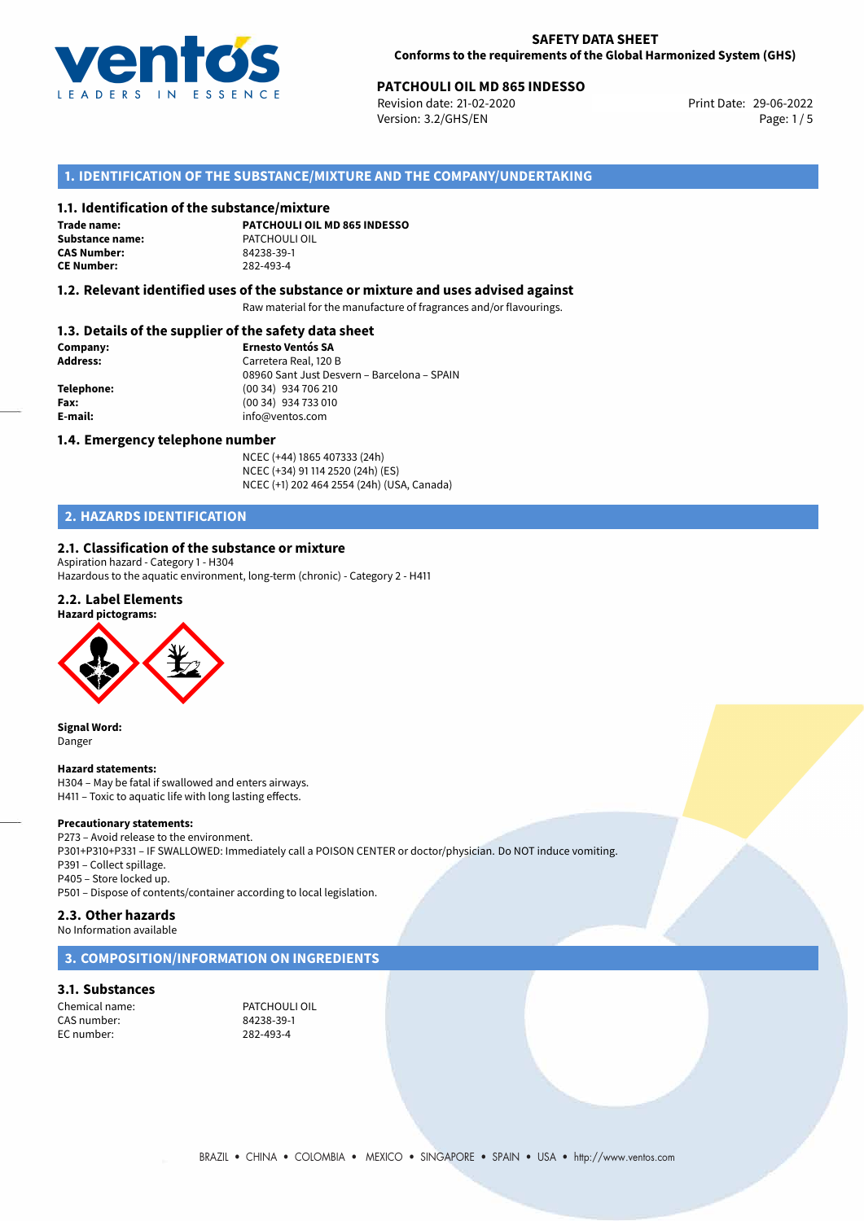**SAFETY DATA SHEET**
**Conforms to the requirements of the Global Harmonized System (GHS)**

**PATCHOULI OIL MD 865 INDESSO**
Revision date: 21-02-2020
Version: 3.2/GHS/EN
Print Date: 29-06-2022

## 1. IDENTIFICATION OF THE SUBSTANCE/MIXTURE AND THE COMPANY/UNDERTAKING

### 1.1. Identification of the substance/mixture

**Trade name:** **PATCHOULI OIL MD 865 INDESSO**
**Substance name:** PATCHOULI OIL
**CAS Number:** 84238-39-1
**CE Number:** 282-493-4

### 1.2. Relevant identified uses of the substance or mixture and uses advised against

Raw material for the manufacture of fragrances and/or flavourings.

### 1.3. Details of the supplier of the safety data sheet

**Company:** **Ernesto Ventós SA**
**Address:** Carretera Real, 120 B
08960 Sant Just Desvern – Barcelona – SPAIN
**Telephone:** (00 34) 934 706 210
**Fax:** (00 34) 934 733 010
**E-mail:** info@ventos.com

### 1.4. Emergency telephone number

NCEC (+44) 1865 407333 (24h)
NCEC (+34) 91 114 2520 (24h) (ES)
NCEC (+1) 202 464 2554 (24h) (USA, Canada)

## 2. HAZARDS IDENTIFICATION

### 2.1. Classification of the substance or mixture

Aspiration hazard - Category 1 - H304
Hazardous to the aquatic environment, long-term (chronic) - Category 2 - H411

### 2.2. Label Elements

**Hazard pictograms:**

**Signal Word:**
Danger

**Hazard statements:**
H304 – May be fatal if swallowed and enters airways.
H411 – Toxic to aquatic life with long lasting effects.

**Precautionary statements:**
P273 – Avoid release to the environment.
P301+P310+P331 – IF SWALLOWED: Immediately call a POISON CENTER or doctor/physician. Do NOT induce vomiting.
P391 – Collect spillage.
P405 – Store locked up.
P501 – Dispose of contents/container according to local legislation.

### 2.3. Other hazards

No Information available

## 3. COMPOSITION/INFORMATION ON INGREDIENTS

### 3.1. Substances

Chemical name: PATCHOULI OIL
CAS number: 84238-39-1
EC number: 282-493-4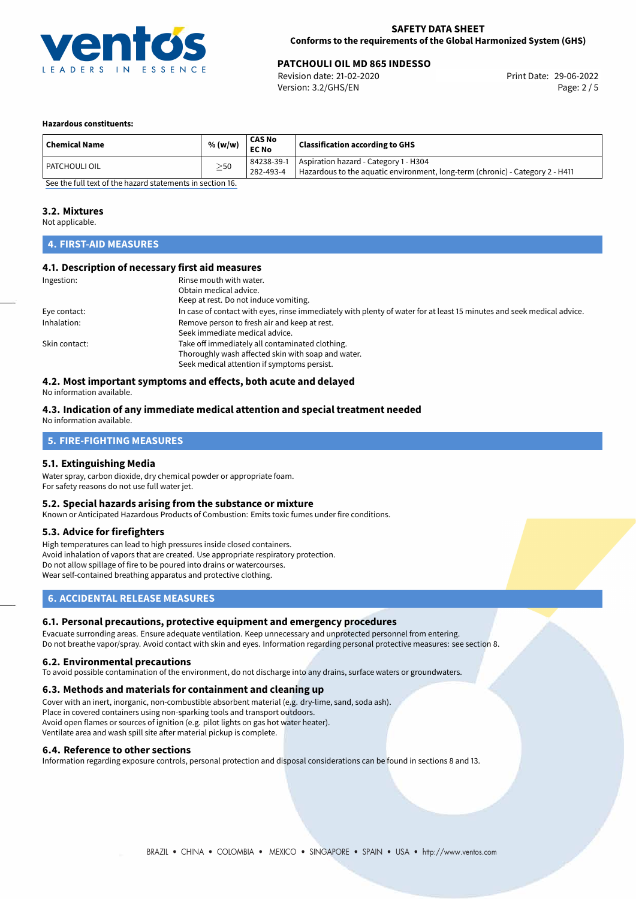**Hazardous constituents:**

| Chemical Name | % (w/w) | CAS No<br>EC No | Classification according to GHS |
|---|---|---|---|
| PATCHOULI OIL | $\geq$50 | 84238-39-1<br>282-493-4 | Aspiration hazard - Category 1 - H304<br>Hazardous to the aquatic environment, long-term (chronic) - Category 2 - H411 |

See the full text of the hazard statements in section 16.

### 3.2. Mixtures

Not applicable.

## 4. FIRST-AID MEASURES

### 4.1. Description of necessary first aid measures

Ingestion: Rinse mouth with water.
Obtain medical advice.
Keep at rest. Do not induce vomiting.

Eye contact: In case of contact with eyes, rinse immediately with plenty of water for at least 15 minutes and seek medical advice.

Inhalation: Remove person to fresh air and keep at rest.
Seek immediate medical advice.

Skin contact: Take off immediately all contaminated clothing.
Thoroughly wash affected skin with soap and water.
Seek medical attention if symptoms persist.

### 4.2. Most important symptoms and effects, both acute and delayed

No information available.

### 4.3. Indication of any immediate medical attention and special treatment needed

No information available.

## 5. FIRE-FIGHTING MEASURES

### 5.1. Extinguishing Media

Water spray, carbon dioxide, dry chemical powder or appropriate foam.
For safety reasons do not use full water jet.

### 5.2. Special hazards arising from the substance or mixture

Known or Anticipated Hazardous Products of Combustion: Emits toxic fumes under fire conditions.

### 5.3. Advice for firefighters

High temperatures can lead to high pressures inside closed containers.
Avoid inhalation of vapors that are created. Use appropriate respiratory protection.
Do not allow spillage of fire to be poured into drains or watercourses.
Wear self-contained breathing apparatus and protective clothing.

## 6. ACCIDENTAL RELEASE MEASURES

### 6.1. Personal precautions, protective equipment and emergency procedures

Evacuate surronding areas. Ensure adequate ventilation. Keep unnecessary and unprotected personnel from entering.
Do not breathe vapor/spray. Avoid contact with skin and eyes. Information regarding personal protective measures: see section 8.

### 6.2. Environmental precautions

To avoid possible contamination of the environment, do not discharge into any drains, surface waters or groundwaters.

### 6.3. Methods and materials for containment and cleaning up

Cover with an inert, inorganic, non-combustible absorbent material (e.g. dry-lime, sand, soda ash).
Place in covered containers using non-sparking tools and transport outdoors.
Avoid open flames or sources of ignition (e.g. pilot lights on gas hot water heater).
Ventilate area and wash spill site after material pickup is complete.

### 6.4. Reference to other sections

Information regarding exposure controls, personal protection and disposal considerations can be found in sections 8 and 13.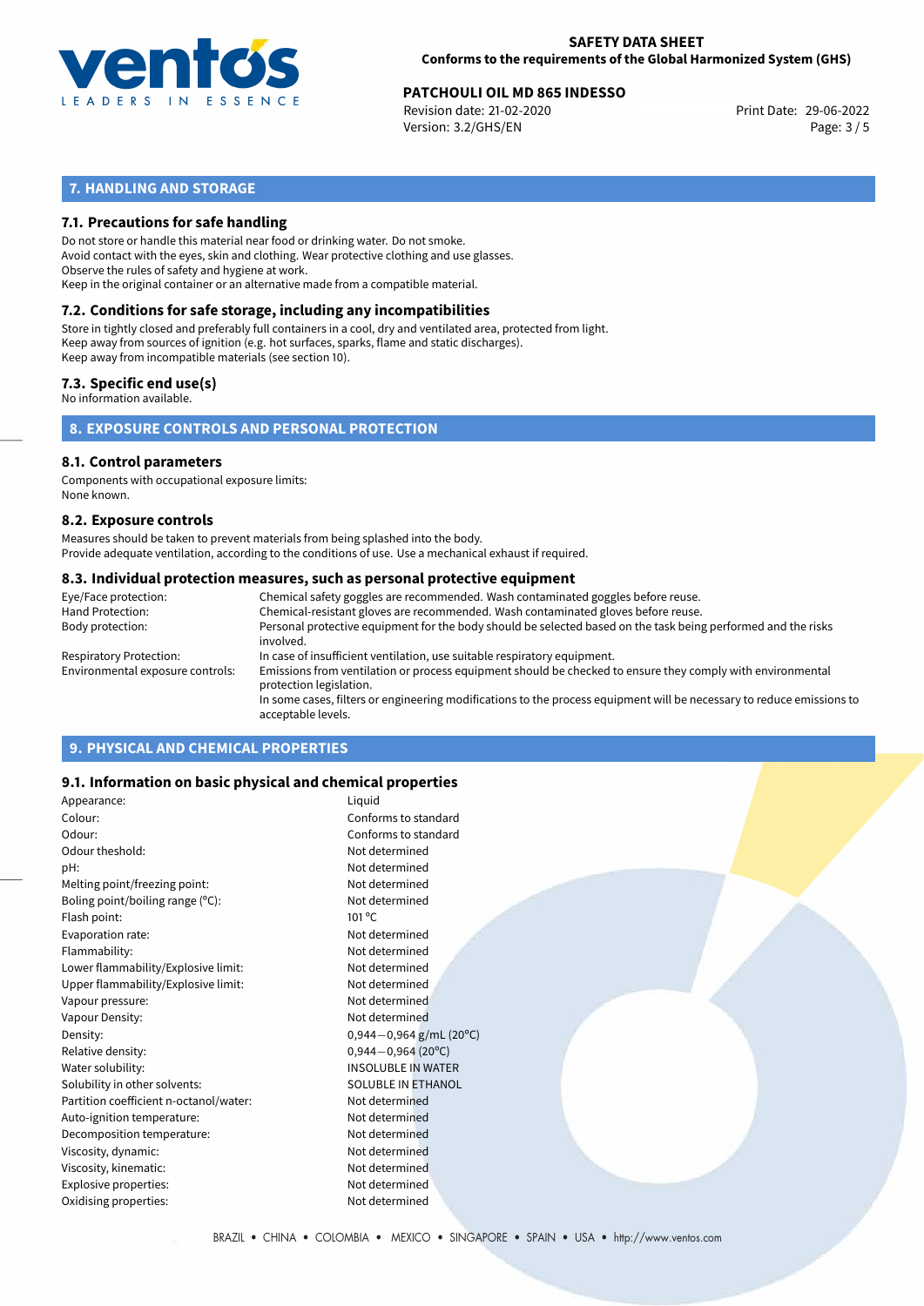## 7. HANDLING AND STORAGE

### 7.1. Precautions for safe handling

Do not store or handle this material near food or drinking water. Do not smoke.
Avoid contact with the eyes, skin and clothing. Wear protective clothing and use glasses.
Observe the rules of safety and hygiene at work.
Keep in the original container or an alternative made from a compatible material.

### 7.2. Conditions for safe storage, including any incompatibilities

Store in tightly closed and preferably full containers in a cool, dry and ventilated area, protected from light.
Keep away from sources of ignition (e.g. hot surfaces, sparks, flame and static discharges).
Keep away from incompatible materials (see section 10).

### 7.3. Specific end use(s)

No information available.

## 8. EXPOSURE CONTROLS AND PERSONAL PROTECTION

### 8.1. Control parameters

Components with occupational exposure limits:
None known.

### 8.2. Exposure controls

Measures should be taken to prevent materials from being splashed into the body.
Provide adequate ventilation, according to the conditions of use. Use a mechanical exhaust if required.

### 8.3. Individual protection measures, such as personal protective equipment

| | |
|---|---|
| Eye/Face protection: | Chemical safety goggles are recommended. Wash contaminated goggles before reuse. |
| Hand Protection: | Chemical-resistant gloves are recommended. Wash contaminated gloves before reuse. |
| Body protection: | Personal protective equipment for the body should be selected based on the task being performed and the risks involved. |
| Respiratory Protection: | In case of insufficient ventilation, use suitable respiratory equipment. |
| Environmental exposure controls: | Emissions from ventilation or process equipment should be checked to ensure they comply with environmental protection legislation. In some cases, filters or engineering modifications to the process equipment will be necessary to reduce emissions to acceptable levels. |

## 9. PHYSICAL AND CHEMICAL PROPERTIES

### 9.1. Information on basic physical and chemical properties

| | |
|---|---|
| Appearance: | Liquid |
| Colour: | Conforms to standard |
| Odour: | Conforms to standard |
| Odour theshold: | Not determined |
| pH: | Not determined |
| Melting point/freezing point: | Not determined |
| Boling point/boiling range (°C): | Not determined |
| Flash point: | 101 °C |
| Evaporation rate: | Not determined |
| Flammability: | Not determined |
| Lower flammability/Explosive limit: | Not determined |
| Upper flammability/Explosive limit: | Not determined |
| Vapour pressure: | Not determined |
| Vapour Density: | Not determined |
| Density: | 0,944−0,964 g/mL (20°C) |
| Relative density: | 0,944−0,964 (20°C) |
| Water solubility: | INSOLUBLE IN WATER |
| Solubility in other solvents: | SOLUBLE IN ETHANOL |
| Partition coefficient n-octanol/water: | Not determined |
| Auto-ignition temperature: | Not determined |
| Decomposition temperature: | Not determined |
| Viscosity, dynamic: | Not determined |
| Viscosity, kinematic: | Not determined |
| Explosive properties: | Not determined |
| Oxidising properties: | Not determined |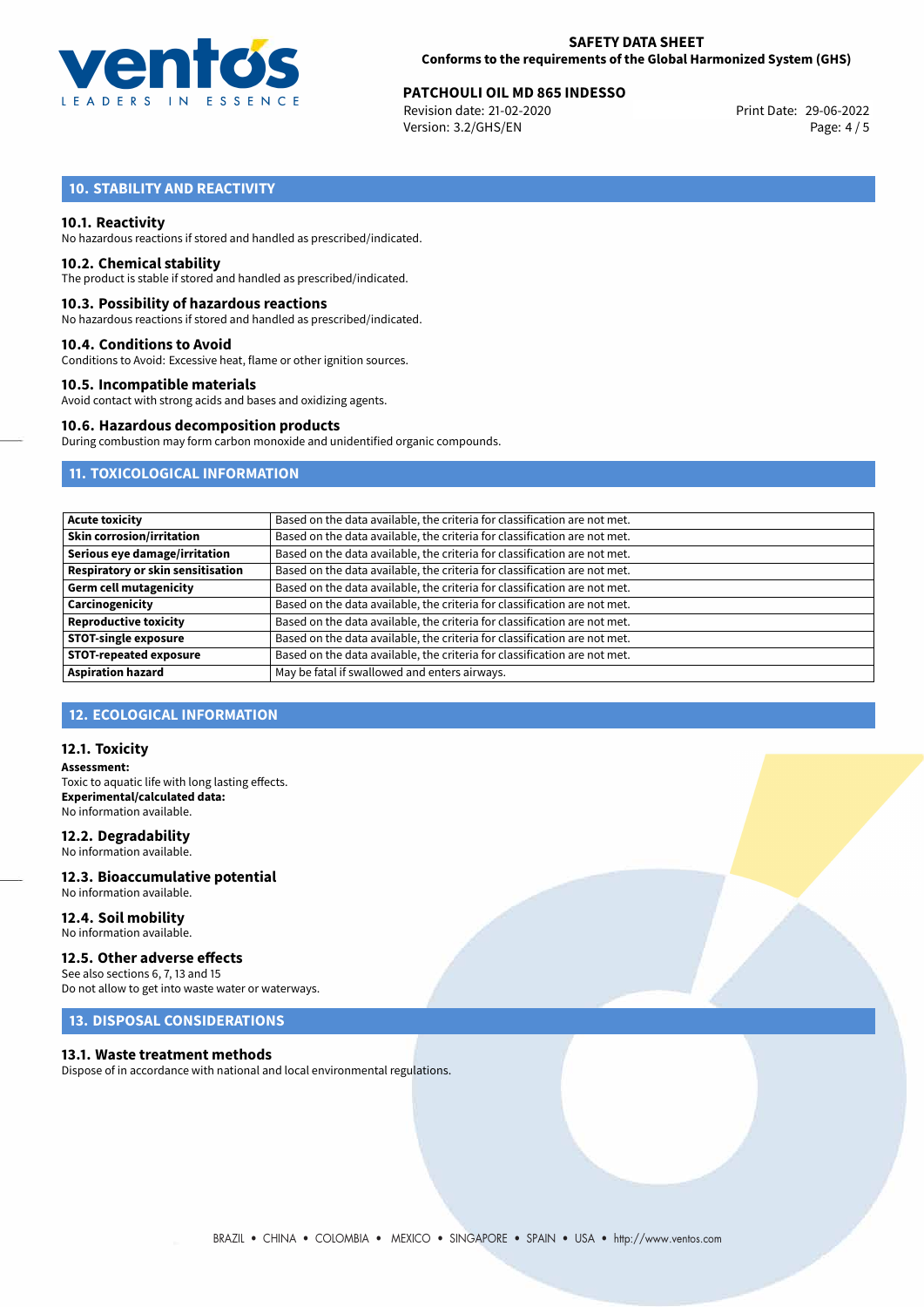## 10. STABILITY AND REACTIVITY

### 10.1. Reactivity

No hazardous reactions if stored and handled as prescribed/indicated.

### 10.2. Chemical stability

The product is stable if stored and handled as prescribed/indicated.

### 10.3. Possibility of hazardous reactions

No hazardous reactions if stored and handled as prescribed/indicated.

### 10.4. Conditions to Avoid

Conditions to Avoid: Excessive heat, flame or other ignition sources.

### 10.5. Incompatible materials

Avoid contact with strong acids and bases and oxidizing agents.

### 10.6. Hazardous decomposition products

During combustion may form carbon monoxide and unidentified organic compounds.

## 11. TOXICOLOGICAL INFORMATION

| | |
|---|---|
| **Acute toxicity** | Based on the data available, the criteria for classification are not met. |
| **Skin corrosion/irritation** | Based on the data available, the criteria for classification are not met. |
| **Serious eye damage/irritation** | Based on the data available, the criteria for classification are not met. |
| **Respiratory or skin sensitisation** | Based on the data available, the criteria for classification are not met. |
| **Germ cell mutagenicity** | Based on the data available, the criteria for classification are not met. |
| **Carcinogenicity** | Based on the data available, the criteria for classification are not met. |
| **Reproductive toxicity** | Based on the data available, the criteria for classification are not met. |
| **STOT-single exposure** | Based on the data available, the criteria for classification are not met. |
| **STOT-repeated exposure** | Based on the data available, the criteria for classification are not met. |
| **Aspiration hazard** | May be fatal if swallowed and enters airways. |

## 12. ECOLOGICAL INFORMATION

### 12.1. Toxicity

**Assessment:**
Toxic to aquatic life with long lasting effects.
**Experimental/calculated data:**
No information available.

### 12.2. Degradability

No information available.

### 12.3. Bioaccumulative potential

No information available.

### 12.4. Soil mobility

No information available.

### 12.5. Other adverse effects

See also sections 6, 7, 13 and 15
Do not allow to get into waste water or waterways.

## 13. DISPOSAL CONSIDERATIONS

### 13.1. Waste treatment methods

Dispose of in accordance with national and local environmental regulations.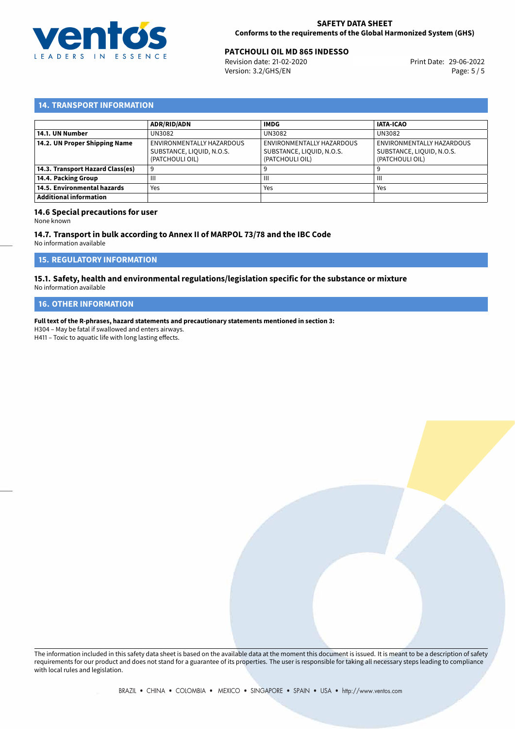## 14. TRANSPORT INFORMATION

| | ADR/RID/ADN | IMDG | IATA-ICAO |
|---|---|---|---|
| **14.1. UN Number** | UN3082 | UN3082 | UN3082 |
| **14.2. UN Proper Shipping Name** | ENVIRONMENTALLY HAZARDOUS SUBSTANCE, LIQUID, N.O.S. (PATCHOULI OIL) | ENVIRONMENTALLY HAZARDOUS SUBSTANCE, LIQUID, N.O.S. (PATCHOULI OIL) | ENVIRONMENTALLY HAZARDOUS SUBSTANCE, LIQUID, N.O.S. (PATCHOULI OIL) |
| **14.3. Transport Hazard Class(es)** | 9 | 9 | 9 |
| **14.4. Packing Group** | III | III | III |
| **14.5. Environmental hazards** | Yes | Yes | Yes |
| **Additional information** | | | |

### 14.6 Special precautions for user

None known

### 14.7. Transport in bulk according to Annex II of MARPOL 73/78 and the IBC Code

No information available

## 15. REGULATORY INFORMATION

### 15.1. Safety, health and environmental regulations/legislation specific for the substance or mixture

No information available

## 16. OTHER INFORMATION

**Full text of the R-phrases, hazard statements and precautionary statements mentioned in section 3:**

H304 – May be fatal if swallowed and enters airways.
H411 – Toxic to aquatic life with long lasting effects.

The information included in this safety data sheet is based on the available data at the moment this document is issued. It is meant to be a description of safety requirements for our product and does not stand for a guarantee of its properties. The user is responsible for taking all necessary steps leading to compliance with local rules and legislation.